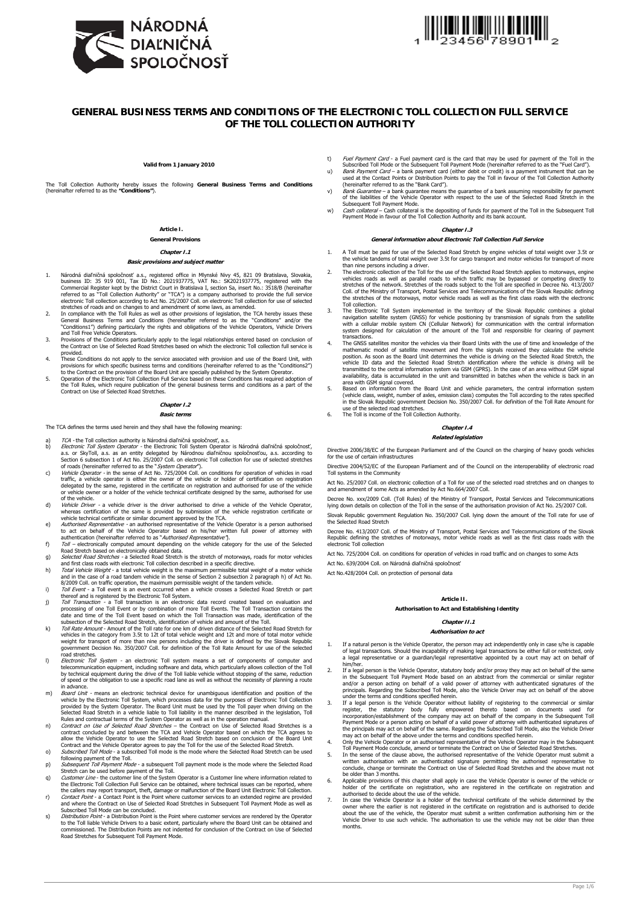# GENERAL BUSINESS TERMS AND CONDITIONS OF THE ELECTRONIC TOLL COLLECTION FULL SERVICE OF THE TOLL COLLECTION AUTHORITY

**Valid from 1 January 2010**

The Toll Collection Authority hereby issues the following **General Business Terms and Conditions** (hereinafter referred to as the **"Conditions"**).

## Article I.

### General Provisions

#### Chapter I.1

##### Basic provisions and subject matter

1. Národná diaľničná spoločnosť a.s., registered office in Mlynské Nivy 45, 821 09 Bratislava, Slovakia, business ID: 35 919 001, Tax ID No.: 2021937775, VAT No.: SK2021937775, registered with the Commercial Register kept by the District Court in Bratislava I, section Sa, insert No.: 3518/B (hereinafter referred to as "Toll Collection Authority" or "TCA") is a company authorised to provide the full service electronic Toll collection according to Act No. 25/2007 Coll. on electronic Toll collection for use of selected stretches of roads and on changes to and amendment of some laws, as amended.
2. In compliance with the Toll Rules as well as other provisions of legislation, the TCA hereby issues these General Business Terms and Conditions (hereinafter referred to as the "Conditions" and/or the "Conditions1") defining particularly the rights and obligations of the Vehicle Operators, Vehicle Drivers and Toll Free Vehicle Operators.
3. Provisions of the Conditions particularly apply to the legal relationships entered based on conclusion of the Contract on Use of Selected Road Stretches based on which the electronic Toll collection full service is provided.
4. These Conditions do not apply to the service associated with provision and use of the Board Unit, with provisions for which specific business terms and conditions (hereinafter referred to as the "Conditions2") to the Contract on the provision of the Board Unit are specially published by the System Operator.
5. Operation of the Electronic Toll Collection Full Service based on these Conditions has required adoption of the Toll Rules, which require publication of the general business terms and conditions as a part of the Contract on Use of Selected Road Stretches.

#### Chapter I.2

##### Basic terms

The TCA defines the terms used herein and they shall have the following meaning:

a) *TCA* - the Toll collection authority is Národná diaľničná spoločnosť, a.s.
b) *Electronic Toll System Operator* - the Electronic Toll System Operator is Národná diaľničná spoločnosť, a.s. or SkyToll, a.s. as an entity delegated by Národnou diaľničnou spoločnosťou, a.s. according to Section 6 subsection 1 of Act No. 25/2007 Coll. on electronic Toll collection for use of selected stretches of roads (hereinafter referred to as the "*System Operator*").
c) *Vehicle Operator* - in the sense of Act No. 725/2004 Coll. on conditions for operation of vehicles in road traffic, a vehicle operator is either the owner of the vehicle or holder of certification on registration delegated by the same, registered in the certificate on registration and authorised for use of the vehicle or vehicle owner or a holder of the vehicle technical certificate designed by the same, authorised for use of the vehicle.
d) *Vehicle Driver* - a vehicle driver is the driver authorised to drive a vehicle of the Vehicle Operator, whereas certification of the same is provided by submission of the vehicle registration certificate or vehicle technical certificate or similar document approved by the TCA.
e) *Authorised Representative* - an authorised representative of the Vehicle Operator is a person authorised to act on behalf of the Vehicle Operator based on his/her written full power of attorney with authentication (hereinafter referred to as "*Authorised Representative*").
f) *Toll* – electronically computed amount depending on the vehicle category for the use of the Selected Road Stretch based on electronically obtained data.
g) *Selected Road Stretches* - a Selected Road Stretch is the stretch of motorways, roads for motor vehicles and first class roads with electronic Toll collection described in a specific directive.
h) *Total Vehicle Weight* - a total vehicle weight is the maximum permissible total weight of a motor vehicle and in the case of a road tandem vehicle in the sense of Section 2 subsection 2 paragraph h) of Act No. 8/2009 Coll. on traffic operation, the maximum permissible weight of the tandem vehicle.
i) *Toll Event* - a Toll event is an event occurred when a vehicle crosses a Selected Road Stretch or part thereof and is registered by the Electronic Toll System.
j) *Toll Transaction* - a Toll transaction is an electronic data record created based on evaluation and processing of one Toll Event or by combination of more Toll Events. The Toll Transaction contains the date and time of the Toll Event based on which the Toll Transaction was made, identification of the subsection of the Selected Road Stretch, identification of vehicle and amount of the Toll.
k) *Toll Rate Amount* - Amount of the Toll rate for one km of driven distance of the Selected Road Stretch for vehicles in the category from 3.5t to 12t of total vehicle weight and 12t and more of total motor vehicle weight for transport of more than nine persons including the driver is defined by the Slovak Republic government Decision No. 350/2007 Coll. for definition of the Toll Rate Amount for use of the selected road stretches.
l) *Electronic Toll System* - an electronic Toll system means a set of components of computer and telecommunication equipment, including software and data, which particularly allows collection of the Toll by technical equipment during the drive of the Toll liable vehicle without stopping of the same, reduction of speed or the obligation to use a specific road lane as well as without the necessity of planning a route in advance.
m) *Board Unit* - means an electronic technical device for unambiguous identification and position of the vehicle by the Electronic Toll System, which processes data for the purposes of Electronic Toll Collection provided by the System Operator. The Board Unit must be used by the Toll payer when driving on the Selected Road Stretch in a vehicle liable to Toll liability in the manner described in the legislation, Toll Rules and contractual terms of the System Operator as well as in the operation manual.
n) *Contract on Use of Selected Road Stretches* – the Contract on Use of Selected Road Stretches is a contract concluded by and between the TCA and Vehicle Operator based on which the TCA agrees to allow the Vehicle Operator to use the Selected Road Stretch based on conclusion of the Board Unit Contract and the Vehicle Operator agrees to pay the Toll for the use of the Selected Road Stretch.
o) *Subscribed Toll Mode* - a subscribed Toll mode is the mode where the Selected Road Stretch can be used following payment of the Toll.
p) *Subsequent Toll Payment Mode* - a subsequent Toll payment mode is the mode where the Selected Road Stretch can be used before payment of the Toll.
q) *Customer Line* - the customer line of the System Operator is a Customer line where information related to the Electronic Toll Collection Full Service can be obtained, where technical issues can be reported, where the callers may report transport, theft, damage or malfunction of the Board Unit Electronic Toll Collection.
r) *Contact Point* - a Contact Point is the Point where customer services to an extended regime are provided and where the Contract on Use of Selected Road Stretches in Subsequent Toll Payment Mode as well as Subscribed Toll Mode can be concluded.
s) *Distribution Point* - a Distribution Point is the Point where customer services are rendered by the Operator to the Toll liable Vehicle Drivers to a basic extent, particularly where the Board Unit can be obtained and commissioned. The Distribution Points are not indented for conclusion of the Contract on Use of Selected Road Stretches for Subsequent Toll Payment Mode.
t) *Fuel Payment Card* - a Fuel payment card is the card that may be used for payment of the Toll in the Subscribed Toll Mode or the Subsequent Toll Payment Mode (hereinafter referred to as the "Fuel Card").
u) *Bank Payment Card* – a bank payment card (either debit or credit) is a payment instrument that can be used at the Contact Points or Distribution Points to pay the Toll in favour of the Toll Collection Authority (hereinafter referred to as the "Bank Card").
v) *Bank Guarantee* – a bank guarantee means the guarantee of a bank assuming responsibility for payment of the liabilities of the Vehicle Operator with respect to the use of the Selected Road Stretch in the Subsequent Toll Payment Mode.
w) *Cash collateral* – Cash collateral is the depositing of funds for payment of the Toll in the Subsequent Toll Payment Mode in favour of the Toll Collection Authority and its bank account.

#### Chapter I.3

##### General information about Electronic Toll Collection Full Service

1. A Toll must be paid for use of the Selected Road Stretch by engine vehicles of total weight over 3.5t or the vehicle tandems of total weight over 3.5t for cargo transport and motor vehicles for transport of more than nine persons including a driver.
2. The electronic collection of the Toll for the use of the Selected Road Stretch applies to motorways, engine vehicles roads as well as parallel roads to which traffic may be bypassed or competing directly to stretches of the network. Stretches of the roads subject to the Toll are specified in Decree No. 413/2007 Coll. of the Ministry of Transport, Postal Services and Telecommunications of the Slovak Republic defining the stretches of the motorways, motor vehicle roads as well as the first class roads with the electronic Toll collection.
3. The Electronic Toll System implemented in the territory of the Slovak Republic combines a global navigation satellite system (GNSS) for vehicle positioning by transmission of signals from the satellite with a cellular mobile system CN (Cellular Network) for communication with the central information system designed for calculation of the amount of the Toll and responsible for clearing of payment transactions.
4. The GNSS satellites monitor the vehicles via their Board Units with the use of time and knowledge of the mathematic model of satellite movement and from the signals received they calculate the vehicle position. As soon as the Board Unit determines the vehicle is driving on the Selected Road Stretch, the vehicle ID data and the Selected Road Stretch identification where the vehicle is driving will be transmitted to the central information system via GSM (GPRS). In the case of an area without GSM signal availability, data is accumulated in the unit and transmitted in batches when the vehicle is back in an area with GSM signal covered.
5. Based on information from the Board Unit and vehicle parameters, the central information system (vehicle class, weight, number of axles, emission class) computes the Toll according to the rates specified in the Slovak Republic government Decision No. 350/2007 Coll. for definition of the Toll Rate Amount for use of the selected road stretches.
6. The Toll is income of the Toll Collection Authority.

#### Chapter I.4

##### Related legislation

Directive 2006/38/EC of the European Parliament and of the Council on the charging of heavy goods vehicles for the use of certain infrastructures

Directive 2004/52/EC of the European Parliament and of the Council on the interoperability of electronic road Toll systems in the Community

Act No. 25/2007 Coll. on electronic collection of a Toll for use of the selected road stretches and on changes to and amendment of some Acts as amended by Act No.664/2007 Coll.

Decree No. xxx/2009 Coll. (Toll Rules) of the Ministry of Transport, Postal Services and Telecommunications lying down details on collection of the Toll in the sense of the authorisation provision of Act No. 25/2007 Coll.

Slovak Republic government Regulation No. 350/2007 Coll. lying down the amount of the Toll rate for use of the Selected Road Stretch

Decree No. 413/2007 Coll. of the Ministry of Transport, Postal Services and Telecommunications of the Slovak Republic defining the stretches of motorways, motor vehicle roads as well as the first class roads with the electronic Toll collection

Act No. 725/2004 Coll. on conditions for operation of vehicles in road traffic and on changes to some Acts

Act No. 639/2004 Coll. on Národná diaľničná spoločnosť

Act No.428/2004 Coll. on protection of personal data

## Article II.

### Authorisation to Act and Establishing Identity

#### Chapter II.1

##### Authorisation to act

1. If a natural person is the Vehicle Operator, the person may act independently only in case s/he is capable of legal transactions. Should the incapability of making legal transactions be either full or restricted, only a legal representative or a guardian/legal representative appointed by a court may act on behalf of him/her.
2. If a legal person is the Vehicle Operator, statutory body and/or proxy they may act on behalf of the same in the Subsequent Toll Payment Mode based on an abstract from the commercial or similar register and/or a person acting on behalf of a valid power of attorney with authenticated signatures of the principals. Regarding the Subscribed Toll Mode, also the Vehicle Driver may act on behalf of the above under the terms and conditions specified herein.
3. If a legal person is the Vehicle Operator without liability of registering to the commercial or similar register, the statutory body fully empowered thereto based on documents used for incorporation/establishment of the company may act on behalf of the company in the Subsequent Toll Payment Mode or a person acting on behalf of a valid power of attorney with authenticated signatures of the principals may act on behalf of the same. Regarding the Subscribed Toll Mode, also the Vehicle Driver may act on behalf of the above under the terms and conditions specified herein.
4. Only the Vehicle Operator or an authorised representative of the Vehicle Operator may in the Subsequent Toll Payment Mode conclude, amend or terminate the Contract on Use of Selected Road Stretches.
5. In the sense of the clause above, the authorised representative of the Vehicle Operator must submit a written authorisation with an authenticated signature permitting the authorised representative to conclude, change or terminate the Contract on Use of Selected Road Stretches and the above must not be older than 3 months.
6. Applicable provisions of this chapter shall apply in case the Vehicle Operator is owner of the vehicle or holder of the certificate on registration, who are registered in the certificate on registration and authorised to decide about the use of the vehicle.
7. In case the Vehicle Operator is a holder of the technical certificate of the vehicle determined by the owner where the earlier is not registered in the certificate on registration and is authorised to decide about the use of the vehicle, the Operator must submit a written confirmation authorising him or the Vehicle Driver to use such vehicle. The authorisation to use the vehicle may not be older than three months.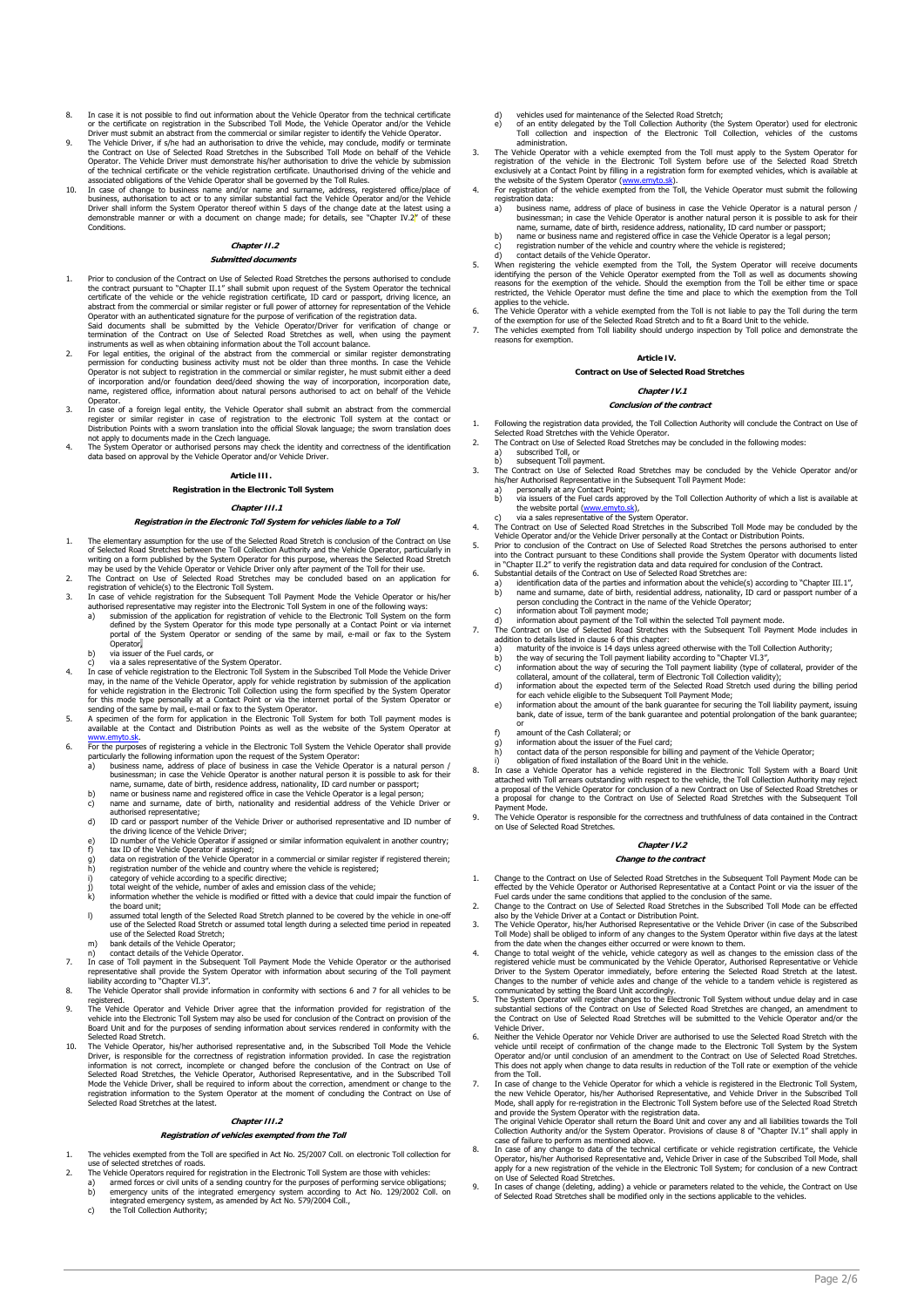8. In case it is not possible to find out information about the Vehicle Operator from the technical certificate or the certificate on registration in the Subscribed Toll Mode, the Vehicle Operator and/or the Vehicle Driver must submit an abstract from the commercial or similar register to identify the Vehicle Operator.
9. The Vehicle Driver, if s/he had an authorisation to drive the vehicle, may conclude, modify or terminate the Contract on Use of Selected Road Stretches in the Subscribed Toll Mode on behalf of the Vehicle Operator. The Vehicle Driver must demonstrate his/her authorisation to drive the vehicle by submission of the technical certificate or the vehicle registration certificate. Unauthorised driving of the vehicle and associated obligations of the Vehicle Operator shall be governed by the Toll Rules.
10. In case of change to business name and/or name and surname, address, registered office/place of business, authorisation to act or to any similar substantial fact the Vehicle Operator and/or the Vehicle Driver shall inform the System Operator thereof within 5 days of the change date at the latest using a demonstrable manner or with a document on change made; for details, see "Chapter IV.2" of these Conditions.

### Chapter II.2

### Submitted documents

1. Prior to conclusion of the Contract on Use of Selected Road Stretches the persons authorised to conclude the contract pursuant to "Chapter II.1" shall submit upon request of the System Operator the technical certificate of the vehicle or the vehicle registration certificate, ID card or passport, driving licence, an abstract from the commercial or similar register or full power of attorney for representation of the Vehicle Operator with an authenticated signature for the purpose of verification of the registration data.
Said documents shall be submitted by the Vehicle Operator/Driver for verification of change or termination of the Contract on Use of Selected Road Stretches as well, when using the payment instruments as well as when obtaining information about the Toll account balance.
2. For legal entities, the original of the abstract from the commercial or similar register demonstrating permission for conducting business activity must not be older than three months. In case the Vehicle Operator is not subject to registration in the commercial or similar register, he must submit either a deed of incorporation and/or foundation deed/deed showing the way of incorporation, incorporation date, name, registered office, information about natural persons authorised to act on behalf of the Vehicle Operator.
3. In case of a foreign legal entity, the Vehicle Operator shall submit an abstract from the commercial register or similar register in case of registration to the electronic Toll system at the contact or Distribution Points with a sworn translation into the official Slovak language; the sworn translation does not apply to documents made in the Czech language.
4. The System Operator or authorised persons may check the identity and correctness of the identification data based on approval by the Vehicle Operator and/or Vehicle Driver.

## Article III.

## Registration in the Electronic Toll System

### Chapter III.1

### Registration in the Electronic Toll System for vehicles liable to a Toll

1. The elementary assumption for the use of the Selected Road Stretch is conclusion of the Contract on Use of Selected Road Stretches between the Toll Collection Authority and the Vehicle Operator, particularly in writing on a form published by the System Operator for this purpose, whereas the Selected Road Stretch may be used by the Vehicle Operator or Vehicle Driver only after payment of the Toll for their use.
2. The Contract on Use of Selected Road Stretches may be concluded based on an application for registration of vehicle(s) to the Electronic Toll System.
3. In case of vehicle registration for the Subsequent Toll Payment Mode the Vehicle Operator or his/her authorised representative may register into the Electronic Toll System in one of the following ways:
   a) submission of the application for registration of vehicle to the Electronic Toll System on the form defined by the System Operator for this mode type personally at a Contact Point or via internet portal of the System Operator or sending of the same by mail, e-mail or fax to the System Operator,
   b) via issuer of the Fuel cards, or
   c) via a sales representative of the System Operator.
4. In case of vehicle registration to the Electronic Toll System in the Subscribed Toll Mode the Vehicle Driver may, in the name of the Vehicle Operator, apply for vehicle registration by submission of the application for vehicle registration in the Electronic Toll Collection using the form specified by the System Operator for this mode type personally at a Contact Point or via the internet portal of the System Operator or sending of the same by mail, e-mail or fax to the System Operator.
5. A specimen of the form for application in the Electronic Toll System for both Toll payment modes is available at the Contact and Distribution Points as well as the website of the System Operator at www.emyto.sk.
6. For the purposes of registering a vehicle in the Electronic Toll System the Vehicle Operator shall provide particularly the following information upon the request of the System Operator:
   a) business name, address of place of business in case the Vehicle Operator is a natural person / businessman; in case the Vehicle Operator is another natural person it is possible to ask for their name, surname, date of birth, residence address, nationality, ID card number or passport;
   b) name or business name and registered office in case the Vehicle Operator is a legal person;
   c) name and surname, date of birth, nationality and residential address of the Vehicle Driver or authorised representative;
   d) ID card or passport number of the Vehicle Driver or authorised representative and ID number of the driving licence of the Vehicle Driver;
   e) ID number of the Vehicle Operator if assigned or similar information equivalent in another country;
   f) tax ID of the Vehicle Operator if assigned;
   g) data on registration of the Vehicle Operator in a commercial or similar register if registered therein;
   h) registration number of the vehicle and country where the vehicle is registered;
   i) category of vehicle according to a specific directive;
   j) total weight of the vehicle, number of axles and emission class of the vehicle;
   k) information whether the vehicle is modified or fitted with a device that could impair the function of the board unit;
   l) assumed total length of the Selected Road Stretch planned to be covered by the vehicle in one-off use of the Selected Road Stretch or assumed total length during a selected time period in repeated use of the Selected Road Stretch;
   m) bank details of the Vehicle Operator;
   n) contact details of the Vehicle Operator.
7. In case of Toll payment in the Subsequent Toll Payment Mode the Vehicle Operator or the authorised representative shall provide the System Operator with information about securing of the Toll payment liability according to "Chapter VI.3".
8. The Vehicle Operator shall provide information in conformity with sections 6 and 7 for all vehicles to be registered.
9. The Vehicle Operator and Vehicle Driver agree that the information provided for registration of the vehicle into the Electronic Toll System may also be used for conclusion of the Contract on provision of the Board Unit and for the purposes of sending information about services rendered in conformity with the Selected Road Stretch.
10. The Vehicle Operator, his/her authorised representative and, in the Subscribed Toll Mode the Vehicle Driver, is responsible for the correctness of registration information provided. In case the registration information is not correct, incomplete or changed before the conclusion of the Contract on Use of Selected Road Stretches, the Vehicle Operator, Authorised Representative, and in the Subscribed Toll Mode the Vehicle Driver, shall be required to inform about the correction, amendment or change to the registration information to the System Operator at the moment of concluding the Contract on Use of Selected Road Stretches at the latest.

### Chapter III.2

### Registration of vehicles exempted from the Toll

1. The vehicles exempted from the Toll are specified in Act No. 25/2007 Coll. on electronic Toll collection for use of selected stretches of roads.
2. The Vehicle Operators required for registration in the Electronic Toll System are those with vehicles:
   a) armed forces or civil units of a sending country for the purposes of performing service obligations;
   b) emergency units of the integrated emergency system according to Act No. 129/2002 Coll. on integrated emergency system, as amended by Act No. 579/2004 Coll.,
   c) the Toll Collection Authority;
   d) vehicles used for maintenance of the Selected Road Stretch;
   e) of an entity delegated by the Toll Collection Authority (the System Operator) used for electronic Toll collection and inspection of the Electronic Toll Collection, vehicles of the customs administration.
3. The Vehicle Operator with a vehicle exempted from the Toll must apply to the System Operator for registration of the vehicle in the Electronic Toll System before use of the Selected Road Stretch exclusively at a Contact Point by filling in a registration form for exempted vehicles, which is available at the website of the System Operator (www.emyto.sk).
4. For registration of the vehicle exempted from the Toll, the Vehicle Operator must submit the following registration data:
   a) business name, address of place of business in case the Vehicle Operator is a natural person / businessman; in case the Vehicle Operator is another natural person it is possible to ask for their name, surname, date of birth, residence address, nationality, ID card number or passport;
   b) name or business name and registered office in case the Vehicle Operator is a legal person;
   c) registration number of the vehicle and country where the vehicle is registered;
   d) contact details of the Vehicle Operator.
5. When registering the vehicle exempted from the Toll, the System Operator will receive documents identifying the person of the Vehicle Operator exempted from the Toll as well as documents showing reasons for the exemption of the vehicle. Should the exemption from the Toll be either time or space restricted, the Vehicle Operator must define the time and place to which the exemption from the Toll applies to the vehicle.
6. The Vehicle Operator with a vehicle exempted from the Toll is not liable to pay the Toll during the term of the exemption for use of the Selected Road Stretch and to fit a Board Unit to the vehicle.
7. The vehicles exempted from Toll liability should undergo inspection by Toll police and demonstrate the reasons for exemption.

## Article IV.

## Contract on Use of Selected Road Stretches

### Chapter IV.1

### Conclusion of the contract

1. Following the registration data provided, the Toll Collection Authority will conclude the Contract on Use of Selected Road Stretches with the Vehicle Operator.
2. The Contract on Use of Selected Road Stretches may be concluded in the following modes:
   a) subscribed Toll, or
   b) subsequent Toll payment.
3. The Contract on Use of Selected Road Stretches may be concluded by the Vehicle Operator and/or his/her Authorised Representative in the Subsequent Toll Payment Mode:
   a) personally at any Contact Point;
   b) via issuers of the Fuel cards approved by the Toll Collection Authority of which a list is available at the website portal (www.emyto.sk),
   c) via a sales representative of the System Operator.
4. The Contract on Use of Selected Road Stretches in the Subscribed Toll Mode may be concluded by the Vehicle Operator and/or the Vehicle Driver personally at the Contact or Distribution Points.
5. Prior to conclusion of the Contract on Use of Selected Road Stretches the persons authorised to enter into the Contract pursuant to these Conditions shall provide the System Operator with documents listed in "Chapter II.2" to verify the registration data and data required for conclusion of the Contract.
6. Substantial details of the Contract on Use of Selected Road Stretches are:
   a) identification data of the parties and information about the vehicle(s) according to "Chapter III.1",
   b) name and surname, date of birth, residential address, nationality, ID card or passport number of a person concluding the Contract in the name of the Vehicle Operator;
   c) information about Toll payment mode;
   d) information about payment of the Toll within the selected Toll payment mode.
7. The Contract on Use of Selected Road Stretches with the Subsequent Toll Payment Mode includes in addition to details listed in clause 6 of this chapter:
   a) maturity of the invoice is 14 days unless agreed otherwise with the Toll Collection Authority;
   b) the way of securing the Toll payment liability according to "Chapter VI.3",
   c) information about the way of securing the Toll payment liability (type of collateral, provider of the collateral, amount of the collateral, term of Electronic Toll Collection validity);
   d) information about the expected term of the Selected Road Stretch used using the billing period for each vehicle eligible to the Subsequent Toll Payment Mode;
   e) information about the amount of the bank guarantee for securing the Toll liability payment, issuing bank, date of issue, term of the bank guarantee and potential prolongation of the bank guarantee; or
   f) amount of the Cash Collateral; or
   g) information about the issuer of the Fuel card;
   h) contact data of the person responsible for billing and payment of the Vehicle Operator;
   i) obligation of fixed installation of the Board Unit in the vehicle.
8. In case a Vehicle Operator has a vehicle registered in the Electronic Toll System with a Board Unit attached with Toll arrears outstanding with respect to the vehicle, the Toll Collection Authority may reject a proposal of the Vehicle Operator for conclusion of a new Contract on Use of Selected Road Stretches or a proposal for change to the Contract on Use of Selected Road Stretches with the Subsequent Toll Payment Mode.
9. The Vehicle Operator is responsible for the correctness and truthfulness of data contained in the Contract on Use of Selected Road Stretches.

### Chapter IV.2

### Change to the contract

1. Change to the Contract on Use of Selected Road Stretches in the Subsequent Toll Payment Mode can be effected by the Vehicle Operator or Authorised Representative at a Contact Point or via the issuer of the Fuel cards under the same conditions that applied to the conclusion of the same.
2. Change to the Contract on Use of Selected Road Stretches in the Subscribed Toll Mode can be effected also by the Vehicle Driver at a Contact or Distribution Point.
3. The Vehicle Operator, his/her Authorised Representative or the Vehicle Driver (in case of the Subscribed Toll Mode) shall be obliged to inform of any changes to the System Operator within five days at the latest from the date when the changes either occurred or were known to them.
4. Change to total weight of the vehicle, vehicle category as well as changes to the emission class of the registered vehicle must be communicated by the Vehicle Operator, Authorised Representative or Vehicle Driver to the System Operator immediately, before entering the Selected Road Stretch at the latest. Changes to the number of vehicle axles and change of the vehicle to a tandem vehicle is registered as communicated by setting the Board Unit accordingly.
5. The System Operator will register changes to the Electronic Toll System without undue delay and in case substantial sections of the Contract on Use of Selected Road Stretches are changed, an amendment to the Contract on Use of Selected Road Stretches will be submitted to the Vehicle Operator and/or the Vehicle Driver.
6. Neither the Vehicle Operator nor Vehicle Driver are authorised to use the Selected Road Stretch with the vehicle until receipt of confirmation of the change made to the Electronic Toll System by the System Operator and/or until conclusion of an amendment to the Contract on Use of Selected Road Stretches. This does not apply when change to data results in reduction of the Toll rate or exemption of the vehicle from the Toll.
7. In case of change to the Vehicle Operator for which a vehicle is registered in the Electronic Toll System, the new Vehicle Operator, his/her Authorised Representative, and Vehicle Driver in the Subscribed Toll Mode, shall apply for re-registration in the Electronic Toll System before use of the Selected Road Stretch and provide the System Operator with the registration data.
The original Vehicle Operator shall return the Board Unit and cover any and all liabilities towards the Toll Collection Authority and/or the System Operator. Provisions of clause 8 of "Chapter IV.1" shall apply in case of failure to perform as mentioned above.
8. In case of any change to data of the technical certificate or vehicle registration certificate, the Vehicle Operator, his/her Authorised Representative and, Vehicle Driver in case of the Subscribed Toll Mode, shall apply for a new registration of the vehicle in the Electronic Toll System; for conclusion of a new Contract on Use of Selected Road Stretches.
9. In cases of change (deleting, adding) a vehicle or parameters related to the vehicle, the Contract on Use of Selected Road Stretches shall be modified only in the sections applicable to the vehicles.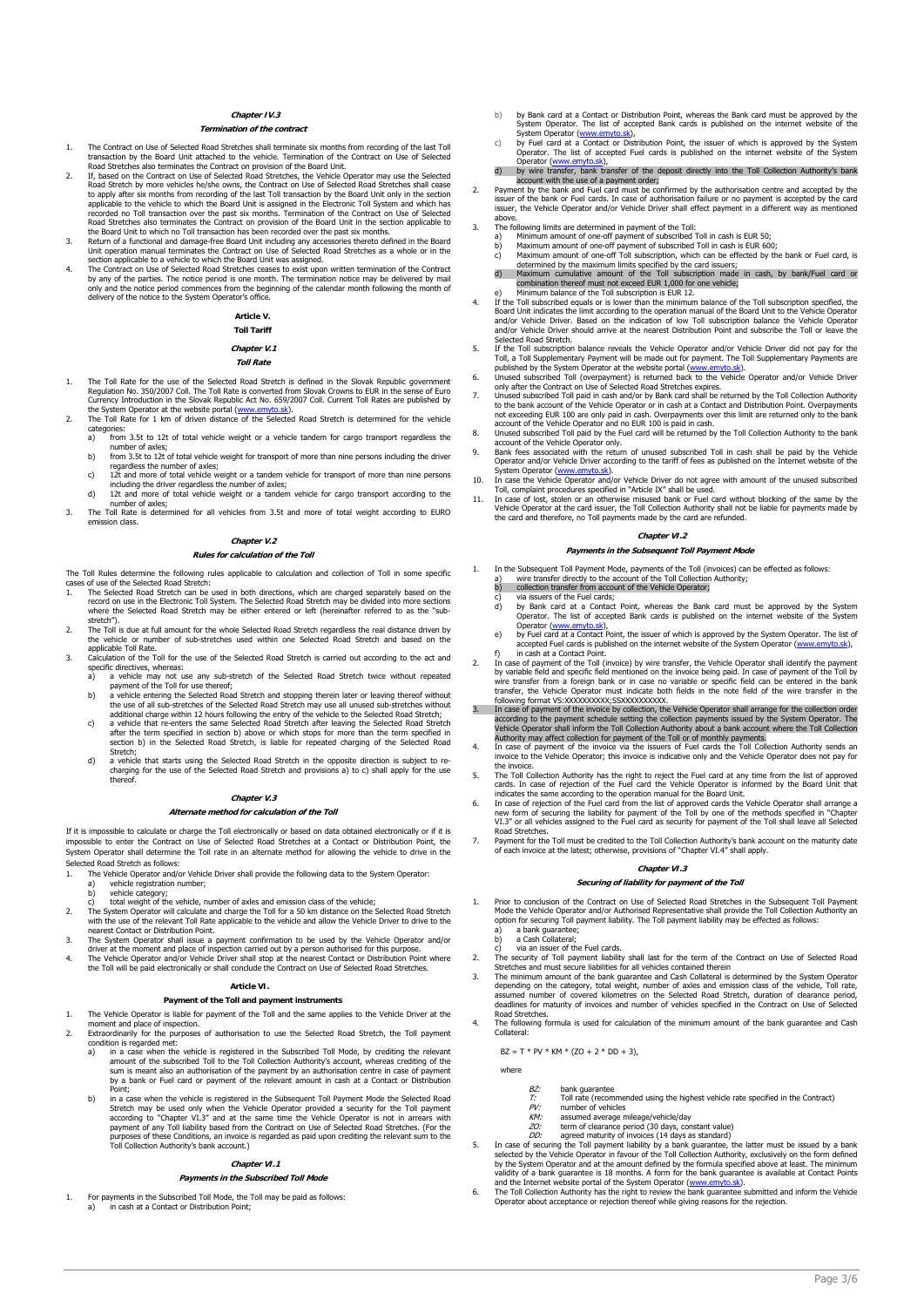### Chapter IV.3

#### Termination of the contract

1. The Contract on Use of Selected Road Stretches shall terminate six months from recording of the last Toll transaction by the Board Unit attached to the vehicle. Termination of the Contract on Use of Selected Road Stretches also terminates the Contract on provision of the Board Unit.
2. If, based on the Contract on Use of Selected Road Stretches, the Vehicle Operator may use the Selected Road Stretch by more vehicles he/she owns, the Contract on Use of Selected Road Stretches shall cease to apply after six months from recording of the last Toll transaction by the Board Unit only in the section applicable to the vehicle to which the Board Unit is assigned in the Electronic Toll System and which has recorded no Toll transaction over the past six months. Termination of the Contract on Use of Selected Road Stretches also terminates the Contract on provision of the Board Unit in the section applicable to the Board Unit to which no Toll transaction has been recorded over the past six months.
3. Return of a functional and damage-free Board Unit including any accessories thereto defined in the Board Unit operation manual terminates the Contract on Use of Selected Road Stretches as a whole or in the section applicable to a vehicle to which the Board Unit was assigned.
4. The Contract on Use of Selected Road Stretches ceases to exist upon written termination of the Contract by any of the parties. The notice period is one month. The termination notice may be delivered by mail only and the notice period commences from the beginning of the calendar month following the month of delivery of the notice to the System Operator's office.

## Article V.

## Toll Tariff

### Chapter V.1

#### Toll Rate

1. The Toll Rate for the use of the Selected Road Stretch is defined in the Slovak Republic government Regulation No. 350/2007 Coll. The Toll Rate is converted from Slovak Crowns to EUR in the sense of Euro Currency Introduction in the Slovak Republic Act No. 659/2007 Coll. Current Toll Rates are published by the System Operator at the website portal (www.emyto.sk).
2. The Toll Rate for 1 km of driven distance of the Selected Road Stretch is determined for the vehicle categories:
   a) from 3.5t to 12t of total vehicle weight or a vehicle tandem for cargo transport regardless the number of axles;
   b) from 3.5t to 12t of total vehicle weight for transport of more than nine persons including the driver regardless the number of axles;
   c) 12t and more of total vehicle weight or a tandem vehicle for transport of more than nine persons including the driver regardless the number of axles;
   d) 12t and more of total vehicle weight or a tandem vehicle for cargo transport according to the number of axles;
3. The Toll Rate is determined for all vehicles from 3.5t and more of total weight according to EURO emission class.

### Chapter V.2

#### Rules for calculation of the Toll

The Toll Rules determine the following rules applicable to calculation and collection of Toll in some specific cases of use of the Selected Road Stretch:

1. The Selected Road Stretch can be used in both directions, which are charged separately based on the record on use in the Electronic Toll System. The Selected Road Stretch may be divided into more sections where the Selected Road Stretch may be either entered or left (hereinafter referred to as the "sub-stretch").
2. The Toll is due at full amount for the whole Selected Road Stretch regardless the real distance driven by the vehicle or number of sub-stretches used within one Selected Road Stretch and based on the applicable Toll Rate.
3. Calculation of the Toll for the use of the Selected Road Stretch is carried out according to the act and specific directives, whereas:
   a) a vehicle may not use any sub-stretch of the Selected Road Stretch twice without repeated payment of the Toll for use thereof;
   b) a vehicle entering the Selected Road Stretch and stopping therein later or leaving thereof without the use of all sub-stretches of the Selected Road Stretch may use all unused sub-stretches without additional charge within 12 hours following the entry of the vehicle to the Selected Road Stretch;
   c) a vehicle that re-enters the same Selected Road Stretch after leaving the Selected Road Stretch after the term specified in section b) above or which stops for more than the term specified in section b) in the Selected Road Stretch, is liable for repeated charging of the Selected Road Stretch;
   d) a vehicle that starts using the Selected Road Stretch in the opposite direction is subject to re-charging for the use of the Selected Road Stretch and provisions a) to c) shall apply for the use thereof.

### Chapter V.3

#### Alternate method for calculation of the Toll

If it is impossible to calculate or charge the Toll electronically or based on data obtained electronically or if it is impossible to enter the Contract on Use of Selected Road Stretches at a Contact or Distribution Point, the System Operator shall determine the Toll rate in an alternate method for allowing the vehicle to drive in the Selected Road Stretch as follows:

1. The Vehicle Operator and/or Vehicle Driver shall provide the following data to the System Operator:
   a) vehicle registration number;
   b) vehicle category;
   c) total weight of the vehicle, number of axles and emission class of the vehicle;
2. The System Operator will calculate and charge the Toll for a 50 km distance on the Selected Road Stretch with the use of the relevant Toll Rate applicable to the vehicle and allow the Vehicle Driver to drive to the nearest Contact or Distribution Point.
3. The System Operator shall issue a payment confirmation to be used by the Vehicle Operator and/or driver at the moment and place of inspection carried out by a person authorised for this purpose.
4. The Vehicle Operator and/or Vehicle Driver shall stop at the nearest Contact or Distribution Point where the Toll will be paid electronically or shall conclude the Contract on Use of Selected Road Stretches.

## Article VI.

## Payment of the Toll and payment instruments

1. The Vehicle Operator is liable for payment of the Toll and the same applies to the Vehicle Driver at the moment and place of inspection.
2. Extraordinarily for the purposes of authorisation to use the Selected Road Stretch, the Toll payment condition is regarded met:
   a) in a case when the vehicle is registered in the Subscribed Toll Mode, by crediting the relevant amount of the subscribed Toll to the Toll Collection Authority's account, whereas crediting of the sum is meant also an authorisation of the payment by an authorisation centre in case of payment by a bank or Fuel card or payment of the relevant amount in cash at a Contact or Distribution Point;
   b) in a case when the vehicle is registered in the Subsequent Toll Payment Mode the Selected Road Stretch may be used only when the Vehicle Operator provided a security for the Toll payment according to "Chapter VI.3" and at the same time the Vehicle Operator is not in arrears with payment of any Toll liability based from the Contract on Use of Selected Road Stretches. (For the purposes of these Conditions, an invoice is regarded as paid upon crediting the relevant sum to the Toll Collection Authority's bank account.)

### Chapter VI.1

#### Payments in the Subscribed Toll Mode

1. For payments in the Subscribed Toll Mode, the Toll may be paid as follows:
   a) in cash at a Contact or Distribution Point;
   b) by Bank card at a Contact or Distribution Point, whereas the Bank card must be approved by the System Operator. The list of accepted Bank cards is published on the internet website of the System Operator (www.emyto.sk),
   c) by Fuel card at a Contact or Distribution Point, the issuer of which is approved by the System Operator. The list of accepted Fuel cards is published on the internet website of the System Operator (www.emyto.sk),
   d) by wire transfer, bank transfer of the deposit directly into the Toll Collection Authority's bank account with the use of a payment order;
2. Payment by the bank and Fuel card must be confirmed by the authorisation centre and accepted by the issuer of the bank or Fuel cards. In case of authorisation failure or no payment is accepted by the card issuer, the Vehicle Operator and/or Vehicle Driver shall effect payment in a different way as mentioned above.
3. The following limits are determined in payment of the Toll:
   a) Minimum amount of one-off payment of subscribed Toll in cash is EUR 50;
   b) Maximum amount of one-off payment of subscribed Toll in cash is EUR 600;
   c) Maximum amount of one-off Toll subscription, which can be effected by the bank or Fuel card, is determined by the maximum limits specified by the card issuers;
   d) Maximum cumulative amount of the Toll subscription made in cash, by bank/Fuel card or combination thereof must not exceed EUR 1,000 for one vehicle;
   e) Minimum balance of the Toll subscription is EUR 12.
4. If the Toll subscribed equals or is lower than the minimum balance of the Toll subscription specified, the Board Unit indicates the limit according to the operation manual of the Board Unit to the Vehicle Operator and/or Vehicle Driver. Based on the indication of low Toll subscription balance the Vehicle Operator and/or Vehicle Driver should arrive at the nearest Distribution Point and subscribe the Toll or leave the Selected Road Stretch.
5. If the Toll subscription balance reveals the Vehicle Operator and/or Vehicle Driver did not pay for the Toll, a Toll Supplementary Payment will be made out for payment. The Toll Supplementary Payments are published by the System Operator at the website portal (www.emyto.sk).
6. Unused subscribed Toll (overpayment) is returned back to the Vehicle Operator and/or Vehicle Driver only after the Contract on Use of Selected Road Stretches expires.
7. Unused subscribed Toll paid in cash and/or by Bank card shall be returned by the Toll Collection Authority to the bank account of the Vehicle Operator or in cash at a Contact and Distribution Point. Overpayments not exceeding EUR 100 are only paid in cash. Overpayments over this limit are returned only to the bank account of the Vehicle Operator and no EUR 100 is paid in cash.
8. Unused subscribed Toll paid by the Fuel card will be returned by the Toll Collection Authority to the bank account of the Vehicle Operator only.
9. Bank fees associated with the return of unused subscribed Toll in cash shall be paid by the Vehicle Operator and/or Vehicle Driver according to the tariff of fees as published on the Internet website of the System Operator (www.emyto.sk).
10. In case the Vehicle Operator and/or Vehicle Driver do not agree with amount of the unused subscribed Toll, complaint procedures specified in "Article IX" shall be used.
11. In case of lost, stolen or an otherwise misused bank or Fuel card without blocking of the same by the Vehicle Operator at the card issuer, the Toll Collection Authority shall not be liable for payments made by the card and therefore, no Toll payments made by the card are refunded.

### Chapter VI.2

#### Payments in the Subsequent Toll Payment Mode

1. In the Subsequent Toll Payment Mode, payments of the Toll (invoices) can be effected as follows:
   a) wire transfer directly to the account of the Toll Collection Authority;
   b) collection transfer from account of the Vehicle Operator;
   c) via issuers of the Fuel cards;
   d) by Bank card at a Contact Point, whereas the Bank card must be approved by the System Operator. The list of accepted Bank cards is published on the internet website of the System Operator (www.emyto.sk),
   e) by Fuel card at a Contact Point, the issuer of which is approved by the System Operator. The list of accepted Fuel cards is published on the internet website of the System Operator (www.emyto.sk),
   f) in cash at a Contact Point.
2. In case of payment of the Toll (invoice) by wire transfer, the Vehicle Operator shall identify the payment by variable field and specific field mentioned on the invoice being paid. In case of payment of the Toll by wire transfer from a foreign bank or in case no variable or specific field can be entered in the bank transfer, the Vehicle Operator must indicate both fields in the note field of the wire transfer in the following format VS:XXXXXXXXXX;SSXXXXXXXXXX.
3. In case of payment of the invoice by collection, the Vehicle Operator shall arrange for the collection order according to the payment schedule setting the collection payments issued by the System Operator. The Vehicle Operator shall inform the Toll Collection Authority about a bank account where the Toll Collection Authority may affect collection for payment of the Toll or of monthly payments.
4. In case of payment of the invoice via the issuers of Fuel cards the Toll Collection Authority sends an invoice to the Vehicle Operator; this invoice is indicative only and the Vehicle Operator does not pay for the invoice.
5. The Toll Collection Authority has the right to reject the Fuel card at any time from the list of approved cards. In case of rejection of the Fuel card the Vehicle Operator is informed by the Board Unit that indicates the same according to the operation manual for the Board Unit.
6. In case of rejection of the Fuel card from the list of approved cards the Vehicle Operator shall arrange a new form of securing the liability for payment of the Toll by one of the methods specified in "Chapter VI.3" or all vehicles assigned to the Fuel card as security for payment of the Toll shall leave all Selected Road Stretches.
7. Payment for the Toll must be credited to the Toll Collection Authority's bank account on the maturity date of each invoice at the latest; otherwise, provisions of "Chapter VI.4" shall apply.

### Chapter VI.3

#### Securing of liability for payment of the Toll

1. Prior to conclusion of the Contract on Use of Selected Road Stretches in the Subsequent Toll Payment Mode the Vehicle Operator and/or Authorised Representative shall provide the Toll Collection Authority an option for securing Toll payment liability. The Toll payment liability may be effected as follows:
   a) a bank guarantee;
   b) a Cash Collateral;
   c) via an issuer of the Fuel cards.
2. The security of Toll payment liability shall last for the term of the Contract on Use of Selected Road Stretches and must secure liabilities for all vehicles contained therein
3. The minimum amount of the bank guarantee and Cash Collateral is determined by the System Operator depending on the category, total weight, number of axles and emission class of the vehicle, Toll rate, assumed number of covered kilometres on the Selected Road Stretch, duration of clearance period, deadlines for maturity of invoices and number of vehicles specified in the Contract on Use of Selected Road Stretches.
4. The following formula is used for calculation of the minimum amount of the bank guarantee and Cash Collateral:

$$BZ = T * PV * KM * (ZO + 2 * DD + 3),$$

where

- *BZ:* bank guarantee
- *T:* Toll rate (recommended using the highest vehicle rate specified in the Contract)
- *PV:* number of vehicles
- *KM:* assumed average mileage/vehicle/day
- *ZO:* term of clearance period (30 days, constant value)
- *DD:* agreed maturity of invoices (14 days as standard)

5. In case of securing the Toll payment liability by a bank guarantee, the latter must be issued by a bank selected by the Vehicle Operator in favour of the Toll Collection Authority, exclusively on the form defined by the System Operator and at the amount defined by the formula specified above at least. The minimum validity of a bank guarantee is 18 months. A form for the bank guarantee is available at Contact Points and the Internet website portal of the System Operator (www.emyto.sk).
6. The Toll Collection Authority has the right to review the bank guarantee submitted and inform the Vehicle Operator about acceptance or rejection thereof while giving reasons for the rejection.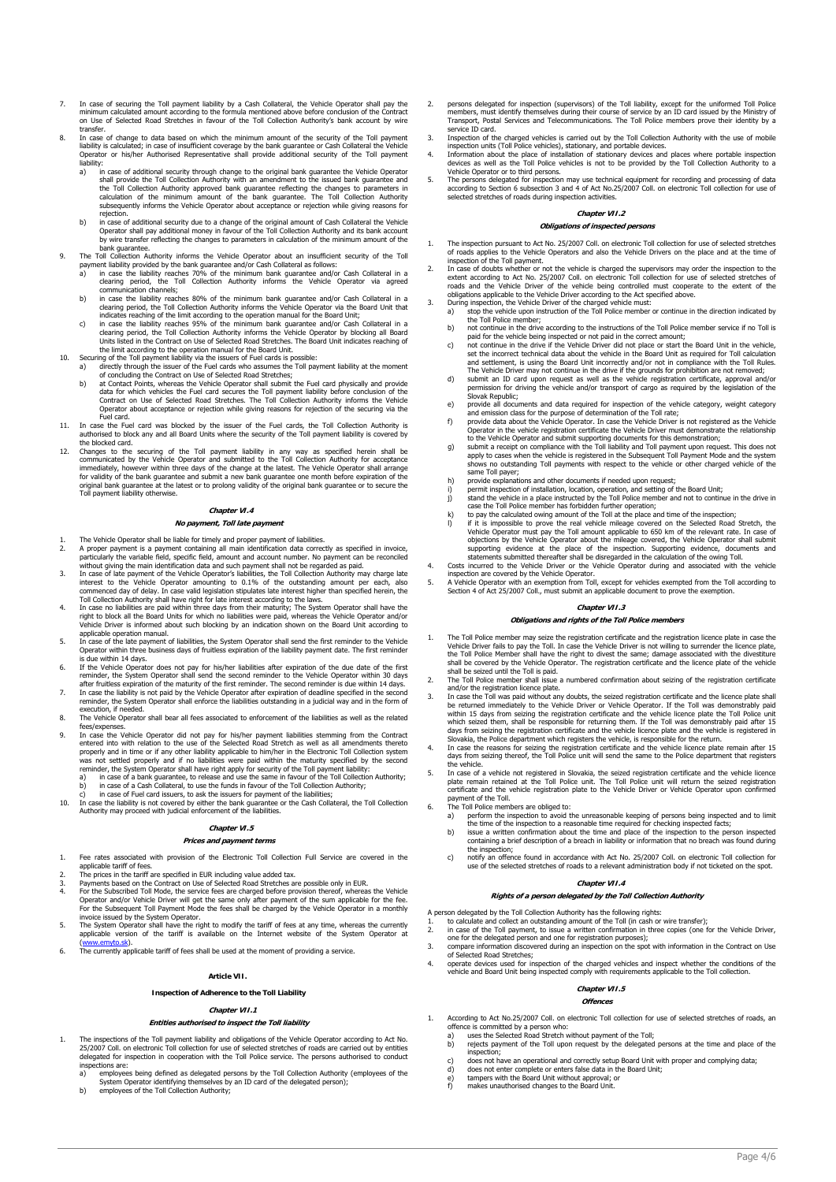7. In case of securing the Toll payment liability by a Cash Collateral, the Vehicle Operator shall pay the minimum calculated amount according to the formula mentioned above before conclusion of the Contract on Use of Selected Road Stretches in favour of the Toll Collection Authority's bank account by wire transfer.
8. In case of change to data based on which the minimum amount of the security of the Toll payment liability is calculated; in case of insufficient coverage by the bank guarantee or Cash Collateral the Vehicle Operator or his/her Authorised Representative shall provide additional security of the Toll payment liability:
   a) in case of additional security through change to the original bank guarantee the Vehicle Operator shall provide the Toll Collection Authority with an amendment to the issued bank guarantee and the Toll Collection Authority approved bank guarantee reflecting the changes to parameters in calculation of the minimum amount of the bank guarantee. The Toll Collection Authority subsequently informs the Vehicle Operator about acceptance or rejection while giving reasons for rejection.
   b) in case of additional security due to a change of the original amount of Cash Collateral the Vehicle Operator shall pay additional money in favour of the Toll Collection Authority and its bank account by wire transfer reflecting the changes to parameters in calculation of the minimum amount of the bank guarantee.
9. The Toll Collection Authority informs the Vehicle Operator about an insufficient security of the Toll payment liability provided by the bank guarantee and/or Cash Collateral as follows:
   a) in case the liability reaches 70% of the minimum bank guarantee and/or Cash Collateral in a clearing period, the Toll Collection Authority informs the Vehicle Operator via agreed communication channels;
   b) in case the liability reaches 80% of the minimum bank guarantee and/or Cash Collateral in a clearing period, the Toll Collection Authority informs the Vehicle Operator via the Board Unit that indicates reaching of the limit according to the operation manual for the Board Unit;
   c) in case the liability reaches 95% of the minimum bank guarantee and/or Cash Collateral in a clearing period, the Toll Collection Authority informs the Vehicle Operator by blocking all Board Units listed in the Contract on Use of Selected Road Stretches. The Board Unit indicates reaching of the limit according to the operation manual for the Board Unit.
10. Securing of the Toll payment liability via the issuers of the Fuel cards is possible:
    a) directly through the issuer of the Fuel cards who assumes the Toll payment liability at the moment of concluding the Contract on Use of Selected Road Stretches;
    b) at Contact Points, whereas the Vehicle Operator shall submit the Fuel card physically and provide data for which vehicles the Fuel card secures the Toll payment liability before conclusion of the Contract on Use of Selected Road Stretches. The Toll Collection Authority informs the Vehicle Operator about acceptance or rejection while giving reasons for rejection of the securing via the Fuel card.
11. In case the Fuel card was blocked by the issuer of the Fuel cards, the Toll Collection Authority is authorised to block any and all Board Units where the security of the Toll payment liability is covered by the blocked card.
12. Changes to the securing of the Toll payment liability in any way as specified herein shall be communicated by the Vehicle Operator and submitted to the Toll Collection Authority for acceptance immediately, however within three days of the change at the latest. The Vehicle Operator shall arrange for validity of the bank guarantee and submit a new bank guarantee one month before expiration of the original bank guarantee at the latest or to prolong validity of the original bank guarantee or to secure the Toll payment liability otherwise.

### Chapter VI.4

#### No payment, Toll late payment

1. The Vehicle Operator shall be liable for timely and proper payment of liabilities.
2. A proper payment is a payment containing all main identification data correctly as specified in invoice, particularly the variable field, specific field, amount and account number. No payment can be reconciled without giving the main identification data and such payment shall not be regarded as paid.
3. In case of late payment of the Vehicle Operator's liabilities, the Toll Collection Authority may charge late interest to the Vehicle Operator amounting to 0.1% of the outstanding amount per each, also commenced day of delay. In case valid legislation stipulates late interest higher than specified herein, the Toll Collection Authority shall have right for late interest according to the laws.
4. In case no liabilities are paid within three days from their maturity; The System Operator shall have the right to block all the Board Units for which no liabilities were paid, whereas the Vehicle Operator and/or Vehicle Driver is informed about such blocking by an indication shown on the Board Unit according to applicable operation manual.
5. In case of the late payment of liabilities, the System Operator shall send the first reminder to the Vehicle Operator within three business days of fruitless expiration of the liability payment date. The first reminder is due within 14 days.
6. If the Vehicle Operator does not pay for his/her liabilities after expiration of the due date of the first reminder, the System Operator shall send the second reminder to the Vehicle Operator within 30 days after fruitless expiration of the maturity of the first reminder. The second reminder is due within 14 days.
7. In case the liability is not paid by the Vehicle Operator after expiration of deadline specified in the second reminder, the System Operator shall enforce the liabilities outstanding in a judicial way and in the form of execution, if needed.
8. The Vehicle Operator shall bear all fees associated to enforcement of the liabilities as well as the related fees/expenses.
9. In case the Vehicle Operator did not pay for his/her payment liabilities stemming from the Contract entered into with relation to the use of the Selected Road Stretch as well as all amendments thereto properly and in time or if any other liability applicable to him/her in the Electronic Toll Collection system was not settled properly and if no liabilities were paid within the maturity specified by the second reminder, the System Operator shall have right apply for security of the Toll payment liability:
   a) in case of a bank guarantee, to release and use the same in favour of the Toll Collection Authority;
   b) in case of a Cash Collateral, to use the funds in favour of the Toll Collection Authority;
   c) in case of Fuel card issuers, to ask the issuers for payment of the liabilities;
10. In case the liability is not covered by either the bank guarantee or the Cash Collateral, the Toll Collection Authority may proceed with judicial enforcement of the liabilities.

### Chapter VI.5

#### Prices and payment terms

1. Fee rates associated with provision of the Electronic Toll Collection Full Service are covered in the applicable tariff of fees.
2. The prices in the tariff are specified in EUR including value added tax.
3. Payments based on the Contract on Use of Selected Road Stretches are possible only in EUR.
4. For the Subscribed Toll Mode, the service fees are charged before provision thereof, whereas the Vehicle Operator and/or Vehicle Driver will get the same only after payment of the sum applicable for the fee. For the Subsequent Toll Payment Mode the fees shall be charged by the Vehicle Operator in a monthly invoice issued by the System Operator.
5. The System Operator shall have the right to modify the tariff of fees at any time, whereas the currently applicable version of the tariff is available on the Internet website of the System Operator at (www.emyto.sk).
6. The currently applicable tariff of fees shall be used at the moment of providing a service.

## Article VII.

### Inspection of Adherence to the Toll Liability

### Chapter VII.1

#### Entities authorised to inspect the Toll liability

1. The inspections of the Toll payment liability and obligations of the Vehicle Operator according to Act No. 25/2007 Coll. on electronic Toll collection for use of selected stretches of roads are carried out by entities delegated for inspection in cooperation with the Toll Police service. The persons authorised to conduct inspections are:
   a) employees being defined as delegated persons by the Toll Collection Authority (employees of the System Operator identifying themselves by an ID card of the delegated person);
   b) employees of the Toll Collection Authority;
2. persons delegated for inspection (supervisors) of the Toll liability, except for the uniformed Toll Police members, must identify themselves during their course of service by an ID card issued by the Ministry of Transport, Postal Services and Telecommunications. The Toll Police members prove their identity by a service ID card.
3. Inspection of the charged vehicles is carried out by the Toll Collection Authority with the use of mobile inspection units (Toll Police vehicles), stationary, and portable devices.
4. Information about the place of installation of stationary devices and places where portable inspection devices as well as the Toll Police vehicles is not to be provided by the Toll Collection Authority to a Vehicle Operator or to third persons.
5. The persons delegated for inspection may use technical equipment for recording and processing of data according to Section 6 subsection 3 and 4 of Act No.25/2007 Coll. on electronic Toll collection for use of selected stretches of roads during inspection activities.

### Chapter VII.2

#### Obligations of inspected persons

1. The inspection pursuant to Act No. 25/2007 Coll. on electronic Toll collection for use of selected stretches of roads applies to the Vehicle Operators and also the Vehicle Drivers on the place and at the time of inspection of the Toll payment.
2. In case of doubts whether or not the vehicle is charged the supervisors may order the inspection to the extent according to Act No. 25/2007 Coll. on electronic Toll collection for use of selected stretches of roads and the Vehicle Driver of the vehicle being controlled must cooperate to the extent of the obligations applicable to the Vehicle Driver according to the Act specified above.
3. During inspection, the Vehicle Driver of the charged vehicle must:
   a) stop the vehicle upon instruction of the Toll Police member or continue in the direction indicated by the Toll Police member;
   b) not continue in the drive according to the instructions of the Toll Police member service if no Toll is paid for the vehicle being inspected or not paid in the correct amount;
   c) not continue in the drive if the Vehicle Driver did not place or start the Board Unit in the vehicle, set the incorrect technical data about the vehicle in the Board Unit as required for Toll calculation and settlement, is using the Board Unit incorrectly and/or not in compliance with the Toll Rules. The Vehicle Driver may not continue in the drive if the grounds for prohibition are not removed;
   d) submit an ID card upon request as well as the vehicle registration certificate, approval and/or permission for driving the vehicle and/or transport of cargo as required by the legislation of the Slovak Republic;
   e) provide all documents and data required for inspection of the vehicle category, weight category and emission class for the purpose of determination of the Toll rate;
   f) provide data about the Vehicle Operator. In case the Vehicle Driver is not registered as the Vehicle Operator in the vehicle registration certificate the Vehicle Driver must demonstrate the relationship to the Vehicle Operator and submit supporting documents for this demonstration;
   g) submit a receipt on compliance with the Toll liability and Toll payment upon request. This does not apply to cases when the vehicle is registered in the Subsequent Toll Payment Mode and the system shows no outstanding Toll payments with respect to the vehicle or other charged vehicle of the same Toll payer;
   h) provide explanations and other documents if needed upon request;
   i) permit inspection of installation, location, operation, and setting of the Board Unit;
   j) stand the vehicle in a place instructed by the Toll Police member and not to continue in the drive in case the Toll Police member has forbidden further operation;
   k) to pay the calculated owing amount of the Toll at the place and time of the inspection;
   l) if it is impossible to prove the real vehicle mileage covered on the Selected Road Stretch, the Vehicle Operator must pay the Toll amount applicable to 650 km of the relevant rate. In case of objections by the Vehicle Operator about the mileage covered, the Vehicle Operator shall submit supporting evidence at the place of the inspection. Supporting evidence, documents and statements submitted thereafter shall be disregarded in the calculation of the owing Toll.
4. Costs incurred to the Vehicle Driver or the Vehicle Operator during and associated with the vehicle inspection are covered by the Vehicle Operator.
5. A Vehicle Operator with an exemption from Toll, except for vehicles exempted from the Toll according to Section 4 of Act 25/2007 Coll., must submit an applicable document to prove the exemption.

### Chapter VII.3

#### Obligations and rights of the Toll Police members

1. The Toll Police member may seize the registration certificate and the registration licence plate in case the Vehicle Driver fails to pay the Toll. In case the Vehicle Driver is not willing to surrender the licence plate, the Toll Police Member shall have the right to divest the same; damage associated with the divestiture shall be covered by the Vehicle Operator. The registration certificate and the licence plate of the vehicle shall be seized until the Toll is paid.
2. The Toll Police member shall issue a numbered confirmation about seizing of the registration certificate and/or the registration licence plate.
3. In case the Toll was paid without any doubts, the seized registration certificate and the licence plate shall be returned immediately to the Vehicle Driver or Vehicle Operator. If the Toll was demonstrably paid within 15 days from seizing the registration certificate and the vehicle licence plate the Toll Police unit which seized them, shall be responsible for returning them. If the Toll was demonstrably paid after 15 days from seizing the registration certificate and the vehicle licence plate and the vehicle is registered in Slovakia, the Police department which registers the vehicle, is responsible for the return.
4. In case the reasons for seizing the registration certificate and the vehicle licence plate remain after 15 days from seizing thereof, the Toll Police unit will send the same to the Police department that registers the vehicle.
5. In case of a vehicle not registered in Slovakia, the seized registration certificate and the vehicle licence plate remain retained at the Toll Police unit. The Toll Police unit will return the seized registration certificate and the vehicle registration plate to the Vehicle Driver or Vehicle Operator upon confirmed payment of the Toll.
6. The Toll Police members are obliged to:
   a) perform the inspection to avoid the unreasonable keeping of persons being inspected and to limit the time of the inspection to a reasonable time required for checking inspected facts;
   b) issue a written confirmation about the time and place of the inspection to the person inspected containing a brief description of a breach in liability or information that no breach was found during the inspection;
   c) notify an offence found in accordance with Act No. 25/2007 Coll. on electronic Toll collection for use of the selected stretches of roads to a relevant administration body if not ticketed on the spot.

### Chapter VII.4

#### Rights of a person delegated by the Toll Collection Authority

A person delegated by the Toll Collection Authority has the following rights:

1. to calculate and collect an outstanding amount of the Toll (in cash or wire transfer);
2. in case of the Toll payment, to issue a written confirmation in three copies (one for the Vehicle Driver, one for the delegated person and one for registration purposes);
3. compare information discovered during an inspection on the spot with information in the Contract on Use of Selected Road Stretches;
4. operate devices used for inspection of the charged vehicles and inspect whether the conditions of the vehicle and Board Unit being inspected comply with requirements applicable to the Toll collection.

### Chapter VII.5

#### Offences

1. According to Act No.25/2007 Coll. on electronic Toll collection for use of selected stretches of roads, an offence is committed by a person who:
   a) uses the Selected Road Stretch without payment of the Toll;
   b) rejects payment of the Toll upon request by the delegated persons at the time and place of the inspection;
   c) does not have an operational and correctly setup Board Unit with proper and complying data;
   d) does not enter complete or enters false data in the Board Unit;
   e) tampers with the Board Unit without approval; or
   f) makes unauthorised changes to the Board Unit.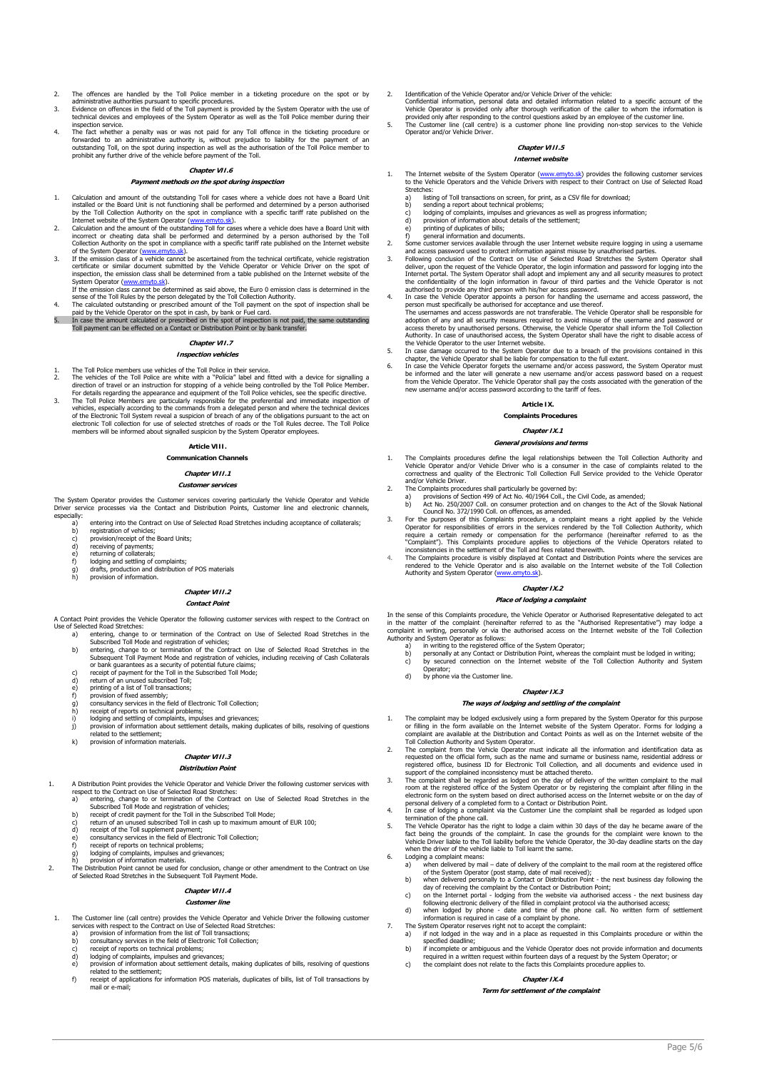2. The offences are handled by the Toll Police member in a ticketing procedure on the spot or by administrative authorities pursuant to specific procedures.
3. Evidence on offences in the field of the Toll payment is provided by the System Operator with the use of technical devices and employees of the System Operator as well as the Toll Police member during their inspection service.
4. The fact whether a penalty was or was not paid for any Toll offence in the ticketing procedure or forwarded to an administrative authority is, without prejudice to liability for the payment of an outstanding Toll, on the spot during inspection as well as the authorisation of the Toll Police member to prohibit any further drive of the vehicle before payment of the Toll.

### Chapter VII.6

#### Payment methods on the spot during inspection

1. Calculation and amount of the outstanding Toll for cases where a vehicle does not have a Board Unit installed or the Board Unit is not functioning shall be performed and determined by a person authorised by the Toll Collection Authority on the spot in compliance with a specific tariff rate published on the Internet website of the System Operator (www.emyto.sk).
2. Calculation and the amount of the outstanding Toll for cases where a vehicle does have a Board Unit with incorrect or cheating data shall be performed and determined by a person authorised by the Toll Collection Authority on the spot in compliance with a specific tariff rate published on the Internet website of the System Operator (www.emyto.sk).
3. If the emission class of a vehicle cannot be ascertained from the technical certificate, vehicle registration certificate or similar document submitted by the Vehicle Operator or Vehicle Driver on the spot of inspection, the emission class shall be determined from a table published on the Internet website of the System Operator (www.emyto.sk).
   If the emission class cannot be determined as said above, the Euro 0 emission class is determined in the sense of the Toll Rules by the person delegated by the Toll Collection Authority.
4. The calculated outstanding or prescribed amount of the Toll payment on the spot of inspection shall be paid by the Vehicle Operator on the spot in cash, by bank or Fuel card.
5. In case the amount calculated or prescribed on the spot of inspection is not paid, the same outstanding Toll payment can be effected on a Contact or Distribution Point or by bank transfer.

### Chapter VII.7

#### Inspection vehicles

1. The Toll Police members use vehicles of the Toll Police in their service.
2. The vehicles of the Toll Police are white with a "Polícia" label and fitted with a device for signalling a direction of travel or an instruction for stopping of a vehicle being controlled by the Toll Police Member.
   For details regarding the appearance and equipment of the Toll Police vehicles, see the specific directive.
3. The Toll Police Members are particularly responsible for the preferential and immediate inspection of vehicles, especially according to the commands from a delegated person and where the technical devices of the Electronic Toll System reveal a suspicion of breach of any of the obligations pursuant to the act on electronic Toll collection for use of selected stretches of roads or the Toll Rules decree. The Toll Police members will be informed about signalled suspicion by the System Operator employees.

## Article VIII.

## Communication Channels

### Chapter VIII.1

#### Customer services

The System Operator provides the Customer services covering particularly the Vehicle Operator and Vehicle Driver service processes via the Contact and Distribution Points, Customer line and electronic channels, especially:

a) entering into the Contract on Use of Selected Road Stretches including acceptance of collaterals;
b) registration of vehicles;
c) provision/receipt of the Board Units;
d) receiving of payments;
e) returning of collaterals;
f) lodging and settling of complaints;
g) drafts, production and distribution of POS materials
h) provision of information.

### Chapter VIII.2

#### Contact Point

A Contact Point provides the Vehicle Operator the following customer services with respect to the Contract on Use of Selected Road Stretches:

a) entering, change to or termination of the Contract on Use of Selected Road Stretches in the Subscribed Toll Mode and registration of vehicles;
b) entering, change to or termination of the Contract on Use of Selected Road Stretches in the Subsequent Toll Payment Mode and registration of vehicles, including receiving of Cash Collaterals or bank guarantees as a security of potential future claims;
c) receipt of payment for the Toll in the Subscribed Toll Mode;
d) return of an unused subscribed Toll;
e) printing of a list of Toll transactions;
f) provision of fixed assembly;
g) consultancy services in the field of Electronic Toll Collection;
h) receipt of reports on technical problems;
i) lodging and settling of complaints, impulses and grievances;
j) provision of information about settlement details, making duplicates of bills, resolving of questions related to the settlement;
k) provision of information materials.

### Chapter VIII.3

#### Distribution Point

1. A Distribution Point provides the Vehicle Operator and Vehicle Driver the following customer services with respect to the Contract on Use of Selected Road Stretches:
   a) entering, change to or termination of the Contract on Use of Selected Road Stretches in the Subscribed Toll Mode and registration of vehicles;
   b) receipt of credit payment for the Toll in the Subscribed Toll Mode;
   c) return of an unused subscribed Toll in cash up to maximum amount of EUR 100;
   d) receipt of the Toll supplement payment;
   e) consultancy services in the field of Electronic Toll Collection;
   f) receipt of reports on technical problems;
   g) lodging of complaints, impulses and grievances;
   h) provision of information materials.
2. The Distribution Point cannot be used for conclusion, change or other amendment to the Contract on Use of Selected Road Stretches in the Subsequent Toll Payment Mode.

### Chapter VIII.4

#### Customer line

1. The Customer line (call centre) provides the Vehicle Operator and Vehicle Driver the following customer services with respect to the Contract on Use of Selected Road Stretches:
   a) provision of information from the list of Toll transactions;
   b) consultancy services in the field of Electronic Toll Collection;
   c) receipt of reports on technical problems;
   d) lodging of complaints, impulses and grievances;
   e) provision of information about settlement details, making duplicates of bills, resolving of questions related to the settlement;
   f) receipt of applications for information POS materials, duplicates of bills, list of Toll transactions by mail or e-mail;
2. Identification of the Vehicle Operator and/or Vehicle Driver of the vehicle:
   Confidential information, personal data and detailed information related to a specific account of the Vehicle Operator is provided only after thorough verification of the caller to whom the information is provided only after responding to the control questions asked by an employee of the customer line.
5. The Customer line (call centre) is a customer phone line providing non-stop services to the Vehicle Operator and/or Vehicle Driver.

### Chapter VIII.5

#### Internet website

1. The Internet website of the System Operator (www.emyto.sk) provides the following customer services to the Vehicle Operators and the Vehicle Drivers with respect to their Contract on Use of Selected Road Stretches:
   a) listing of Toll transactions on screen, for print, as a CSV file for download;
   b) sending a report about technical problems;
   c) lodging of complaints, impulses and grievances as well as progress information;
   d) provision of information about details of the settlement;
   e) printing of duplicates of bills;
   f) general information and documents.
2. Some customer services available through the user Internet website require logging in using a username and access password used to protect information against misuse by unauthorised parties.
3. Following conclusion of the Contract on Use of Selected Road Stretches the System Operator shall deliver, upon the request of the Vehicle Operator, the login information and password for logging into the Internet portal. The System Operator shall adopt and implement any and all security measures to protect the confidentiality of the login information in favour of third parties and the Vehicle Operator is not authorised to provide any third person with his/her access password.
4. In case the Vehicle Operator appoints a person for handling the username and access password, the person must specifically be authorised for acceptance and use thereof.
   The usernames and access passwords are not transferable. The Vehicle Operator shall be responsible for adoption of any and all security measures required to avoid misuse of the username and password or access thereto by unauthorised persons. Otherwise, the Vehicle Operator shall inform the Toll Collection Authority. In case of unauthorised access, the System Operator shall have the right to disable access of the Vehicle Operator to the user Internet website.
5. In case damage occurred to the System Operator due to a breach of the provisions contained in this chapter, the Vehicle Operator shall be liable for compensation to the full extent.
6. In case the Vehicle Operator forgets the username and/or access password, the System Operator must be informed and the later will generate a new username and/or access password based on a request from the Vehicle Operator. The Vehicle Operator shall pay the costs associated with the generation of the new username and/or access password according to the tariff of fees.

## Article IX.

## Complaints Procedures

### Chapter IX.1

#### General provisions and terms

1. The Complaints procedures define the legal relationships between the Toll Collection Authority and Vehicle Operator and/or Vehicle Driver who is a consumer in the case of complaints related to the correctness and quality of the Electronic Toll Collection Full Service provided to the Vehicle Operator and/or Vehicle Driver.
2. The Complaints procedures shall particularly be governed by:
   a) provisions of Section 499 of Act No. 40/1964 Coll., the Civil Code, as amended;
   b) Act No. 250/2007 Coll. on consumer protection and on changes to the Act of the Slovak National Council No. 372/1990 Coll. on offences, as amended.
3. For the purposes of this Complaints procedure, a complaint means a right applied by the Vehicle Operator for responsibilities of errors in the services rendered by the Toll Collection Authority, which require a certain remedy or compensation for the performance (hereinafter referred to as the "Complaint"). This Complaints procedure applies to objections of the Vehicle Operators related to inconsistencies in the settlement of the Toll and fees related therewith.
4. The Complaints procedure is visibly displayed at Contact and Distribution Points where the services are rendered to the Vehicle Operator and is also available on the Internet website of the Toll Collection Authority and System Operator (www.emyto.sk).

### Chapter IX.2

#### Place of lodging a complaint

In the sense of this Complaints procedure, the Vehicle Operator or Authorised Representative delegated to act in the matter of the complaint (hereinafter referred to as the "Authorised Representative") may lodge a complaint in writing, personally or via the authorised access on the Internet website of the Toll Collection Authority and System Operator as follows:

a) in writing to the registered office of the System Operator;
b) personally at any Contact or Distribution Point, whereas the complaint must be lodged in writing;
c) by secured connection on the Internet website of the Toll Collection Authority and System Operator;
d) by phone via the Customer line.

### Chapter IX.3

#### The ways of lodging and settling of the complaint

1. The complaint may be lodged exclusively using a form prepared by the System Operator for this purpose or filling in the form available on the Internet website of the System Operator. Forms for lodging a complaint are available at the Distribution and Contact Points as well as on the Internet website of the Toll Collection Authority and System Operator.
2. The complaint from the Vehicle Operator must indicate all the information and identification data as requested on the official form, such as the name and surname or business name, residential address or registered office, business ID for Electronic Toll Collection, and all documents and evidence used in support of the complained inconsistency must be attached thereto.
3. The complaint shall be regarded as lodged on the day of delivery of the written complaint to the mail room at the registered office of the System Operator or by registering the complaint after filling in the electronic form on the system based on direct authorised access on the Internet website or on the day of personal delivery of a completed form to a Contact or Distribution Point.
4. In case of lodging a complaint via the Customer Line the complaint shall be regarded as lodged upon termination of the phone call.
5. The Vehicle Operator has the right to lodge a claim within 30 days of the day he became aware of the fact being the grounds of the complaint. In case the grounds for the complaint were known to the Vehicle Driver liable to the Toll liability before the Vehicle Operator, the 30-day deadline starts on the day when the driver of the vehicle liable to Toll learnt the same.
6. Lodging a complaint means:
   a) when delivered by mail – date of delivery of the complaint to the mail room at the registered office of the System Operator (post stamp, date of mail received);
   b) when delivered personally to a Contact or Distribution Point - the next business day following the day of receiving the complaint by the Contact or Distribution Point;
   c) on the Internet portal - lodging from the website via authorised access - the next business day following electronic delivery of the filled in complaint protocol via the authorised access;
   d) when lodged by phone - date and time of the phone call. No written form of settlement information is required in case of a complaint by phone.
7. The System Operator reserves right not to accept the complaint:
   a) if not lodged in the way and in a place as requested in this Complaints procedure or within the specified deadline;
   b) if incomplete or ambiguous and the Vehicle Operator does not provide information and documents required in a written request within fourteen days of a request by the System Operator; or
   c) the complaint does not relate to the facts this Complaints procedure applies to.

### Chapter IX.4

#### Term for settlement of the complaint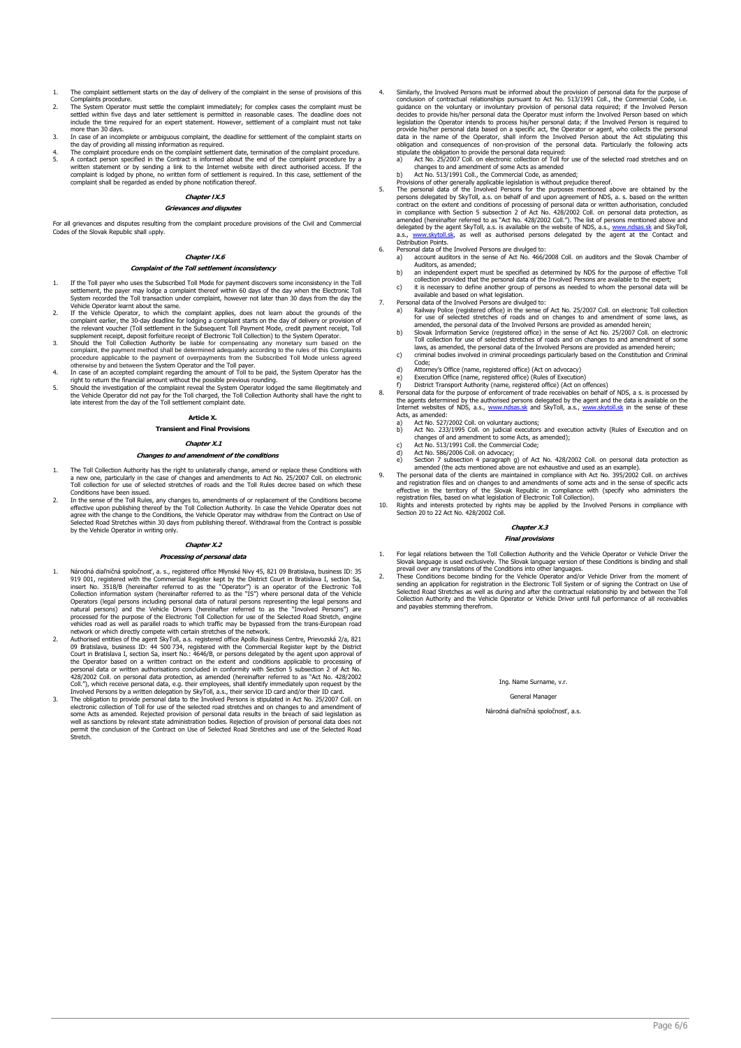1. The complaint settlement starts on the day of delivery of the complaint in the sense of provisions of this Complaints procedure.
2. The System Operator must settle the complaint immediately; for complex cases the complaint must be settled within five days and later settlement is permitted in reasonable cases. The deadline does not include the time required for an expert statement. However, settlement of a complaint must not take more than 30 days.
3. In case of an incomplete or ambiguous complaint, the deadline for settlement of the complaint starts on the day of providing all missing information as required.
4. The complaint procedure ends on the complaint settlement date, termination of the complaint procedure.
5. A contact person specified in the Contract is informed about the end of the complaint procedure by a written statement or by sending a link to the Internet website with direct authorised access. If the complaint is lodged by phone, no written form of settlement is required. In this case, settlement of the complaint shall be regarded as ended by phone notification thereof.

#### *Chapter IX.5*

#### *Grievances and disputes*

For all grievances and disputes resulting from the complaint procedure provisions of the Civil and Commercial Codes of the Slovak Republic shall apply.

#### *Chapter IX.6*

#### *Complaint of the Toll settlement inconsistency*

1. If the Toll payer who uses the Subscribed Toll Mode for payment discovers some inconsistency in the Toll settlement, the payer may lodge a complaint thereof within 60 days of the day when the Electronic Toll System recorded the Toll transaction under complaint, however not later than 30 days from the day the Vehicle Operator learnt about the same.
2. If the Vehicle Operator, to which the complaint applies, does not learn about the grounds of the complaint earlier, the 30-day deadline for lodging a complaint starts on the day of delivery or provision of the relevant voucher (Toll settlement in the Subsequent Toll Payment Mode, credit payment receipt, Toll supplement receipt, deposit forfeiture receipt of Electronic Toll Collection) to the System Operator.
3. Should the Toll Collection Authority be liable for compensating any monetary sum based on the complaint, the payment method shall be determined adequately according to the rules of this Complaints procedure applicable to the payment of overpayments from the Subscribed Toll Mode unless agreed otherwise by and between the System Operator and the Toll payer.
4. In case of an accepted complaint regarding the amount of Toll to be paid, the System Operator has the right to return the financial amount without the possible previous rounding.
5. Should the investigation of the complaint reveal the System Operator lodged the same illegitimately and the Vehicle Operator did not pay for the Toll charged, the Toll Collection Authority shall have the right to late interest from the day of the Toll settlement complaint date.

### Article X.

### Transient and Final Provisions

#### *Chapter X.1*

#### *Changes to and amendment of the conditions*

1. The Toll Collection Authority has the right to unilaterally change, amend or replace these Conditions with a new one, particularly in the case of changes and amendments to Act No. 25/2007 Coll. on electronic Toll collection for use of selected stretches of roads and the Toll Rules decree based on which these Conditions have been issued.
2. In the sense of the Toll Rules, any changes to, amendments of or replacement of the Conditions become effective upon publishing thereof by the Toll Collection Authority. In case the Vehicle Operator does not agree with the change to the Conditions, the Vehicle Operator may withdraw from the Contract on Use of Selected Road Stretches within 30 days from publishing thereof. Withdrawal from the Contract is possible by the Vehicle Operator in writing only.

#### *Chapter X.2*

#### *Processing of personal data*

1. Národná diaľničná spoločnosť, a. s., registered office Mlynské Nivy 45, 821 09 Bratislava, business ID: 35 919 001, registered with the Commercial Register kept by the District Court in Bratislava I, section Sa, insert No. 3518/B (hereinafter referred to as the "Operator") is an operator of the Electronic Toll Collection information system (hereinafter referred to as the "IS") where personal data of the Vehicle Operators (legal persons including personal data of natural persons representing the legal persons and natural persons) and the Vehicle Drivers (hereinafter referred to as the "Involved Persons") are processed for the purpose of the Electronic Toll Collection for use of the Selected Road Stretch, engine vehicles road as well as parallel roads to which traffic may be bypassed from the trans-European road network or which directly compete with certain stretches of the network.
2. Authorised entities of the agent SkyToll, a.s. registered office Apollo Business Centre, Prievozská 2/a, 821 09 Bratislava, business ID: 44 500 734, registered with the Commercial Register kept by the District Court in Bratislava I, section Sa, insert No.: 4646/B, or persons delegated by the agent upon approval of the Operator based on a written contract on the extent and conditions applicable to processing of personal data or written authorisations concluded in conformity with Section 5 subsection 2 of Act No. 428/2002 Coll. on personal data protection, as amended (hereinafter referred to as "Act No. 428/2002 Coll."), which receive personal data, e.g. their employees, shall identify immediately upon request by the Involved Persons by a written delegation by SkyToll, a.s., their service ID card and/or their ID card.
3. The obligation to provide personal data to the Involved Persons is stipulated in Act No. 25/2007 Coll. on electronic collection of Toll for use of the selected road stretches and on changes to and amendment of some Acts as amended. Rejected provision of personal data results in the breach of said legislation as well as sanctions by relevant state administration bodies. Rejection of provision of personal data does not permit the conclusion of the Contract on Use of Selected Road Stretches and use of the Selected Road Stretch.
4. Similarly, the Involved Persons must be informed about the provision of personal data for the purpose of conclusion of contractual relationships pursuant to Act No. 513/1991 Coll., the Commercial Code, i.e. guidance on the voluntary or involuntary provision of personal data required; if the Involved Person decides to provide his/her personal data the Operator must inform the Involved Person based on which legislation the Operator intends to process his/her personal data; if the Involved Person is required to provide his/her personal data based on a specific act, the Operator or agent, who collects the personal data in the name of the Operator, shall inform the Involved Person about the Act stipulating this obligation and consequences of non-provision of the personal data. Particularly the following acts stipulate the obligation to provide the personal data required:
   a) Act No. 25/2007 Coll. on electronic collection of Toll for use of the selected road stretches and on changes to and amendment of some Acts as amended
   b) Act No. 513/1991 Coll., the Commercial Code, as amended;
   
   Provisions of other generally applicable legislation is without prejudice thereof.
5. The personal data of the Involved Persons for the purposes mentioned above are obtained by the persons delegated by SkyToll, a.s. on behalf of and upon agreement of NDS, a. s. based on the written contract on the extent and conditions of processing of personal data or written authorisation, concluded in compliance with Section 5 subsection 2 of Act No. 428/2002 Coll. on personal data protection, as amended (hereinafter referred to as "Act No. 428/2002 Coll."). The list of persons mentioned above and delegated by the agent SkyToll, a.s. is available on the website of NDS, a.s., www.ndsas.sk and SkyToll, a.s., www.skytoll.sk, as well as authorised persons delegated by the agent at the Contact and Distribution Points.
6. Personal data of the Involved Persons are divulged to:
   a) account auditors in the sense of Act No. 466/2008 Coll. on auditors and the Slovak Chamber of Auditors, as amended;
   b) an independent expert must be specified as determined by NDS for the purpose of effective Toll collection provided that the personal data of the Involved Persons are available to the expert;
   c) it is necessary to define another group of persons as needed to whom the personal data will be available and based on what legislation.
7. Personal data of the Involved Persons are divulged to:
   a) Railway Police (registered office) in the sense of Act No. 25/2007 Coll. on electronic Toll collection for use of selected stretches of roads and on changes to and amendment of some laws, as amended, the personal data of the Involved Persons are provided as amended herein;
   b) Slovak Information Service (registered office) in the sense of Act No. 25/2007 Coll. on electronic Toll collection for use of selected stretches of roads and on changes to and amendment of some laws, as amended, the personal data of the Involved Persons are provided as amended herein;
   c) criminal bodies involved in criminal proceedings particularly based on the Constitution and Criminal Code;
   d) Attorney's Office (name, registered office) (Act on advocacy)
   e) Execution Office (name, registered office) (Rules of Execution)
   f) District Transport Authority (name, registered office) (Act on offences)
8. Personal data for the purpose of enforcement of trade receivables on behalf of NDS, a s. is processed by the agents determined by the authorised persons delegated by the agent and the data is available on the Internet websites of NDS, a.s., www.ndsas.sk and SkyToll, a.s., www.skytoll.sk in the sense of these Acts, as amended:
   a) Act No. 527/2002 Coll. on voluntary auctions;
   b) Act No. 233/1995 Coll. on judicial executors and execution activity (Rules of Execution and on changes of and amendment to some Acts, as amended);
   c) Act No. 513/1991 Coll. the Commercial Code;
   d) Act No. 586/2006 Coll. on advocacy;
   e) Section 7 subsection 4 paragraph g) of Act No. 428/2002 Coll. on personal data protection as amended (the acts mentioned above are not exhaustive and used as an example).
9. The personal data of the clients are maintained in compliance with Act No. 395/2002 Coll. on archives and registration files and on changes to and amendments of some acts and in the sense of specific acts effective in the territory of the Slovak Republic in compliance with (specify who administers the registration files, based on what legislation of Electronic Toll Collection).
10. Rights and interests protected by rights may be applied by the Involved Persons in compliance with Section 20 to 22 Act No. 428/2002 Coll.

#### *Chapter X.3*

#### *Final provisions*

1. For legal relations between the Toll Collection Authority and the Vehicle Operator or Vehicle Driver the Slovak language is used exclusively. The Slovak language version of these Conditions is binding and shall prevail over any translations of the Conditions into other languages.
2. These Conditions become binding for the Vehicle Operator and/or Vehicle Driver from the moment of sending an application for registration in the Electronic Toll System or of signing the Contract on Use of Selected Road Stretches as well as during and after the contractual relationship by and between the Toll Collection Authority and the Vehicle Operator or Vehicle Driver until full performance of all receivables and payables stemming therefrom.

Ing. Name Surname, v.r.

General Manager

Národná diaľničná spoločnosť, a.s.